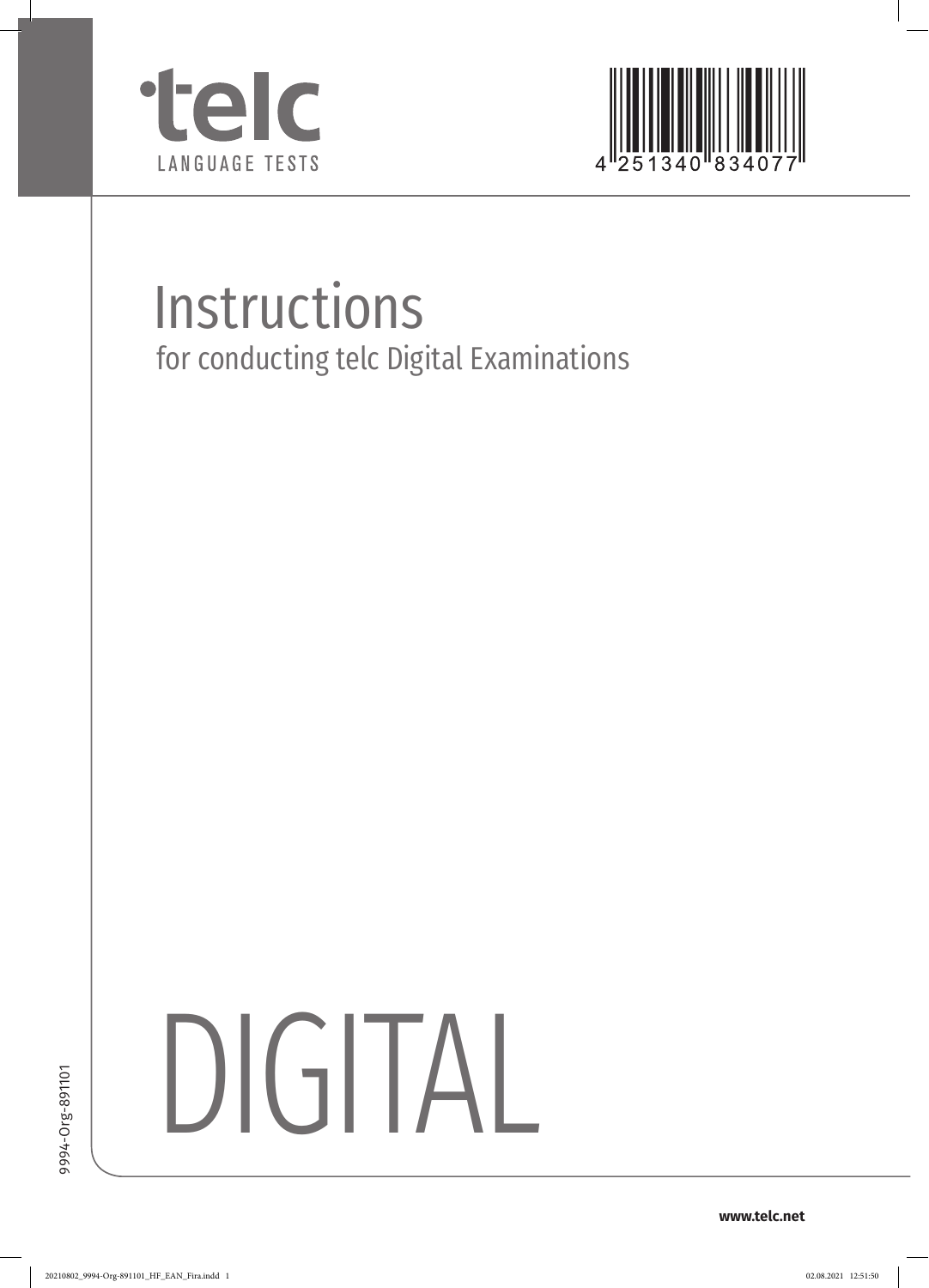telc

LANGUAGE TESTS

4 251340 834077

# Instructions

## for conducting telc Digital Examinations

# DIGITAL

9994-Org-891101

www.telc.net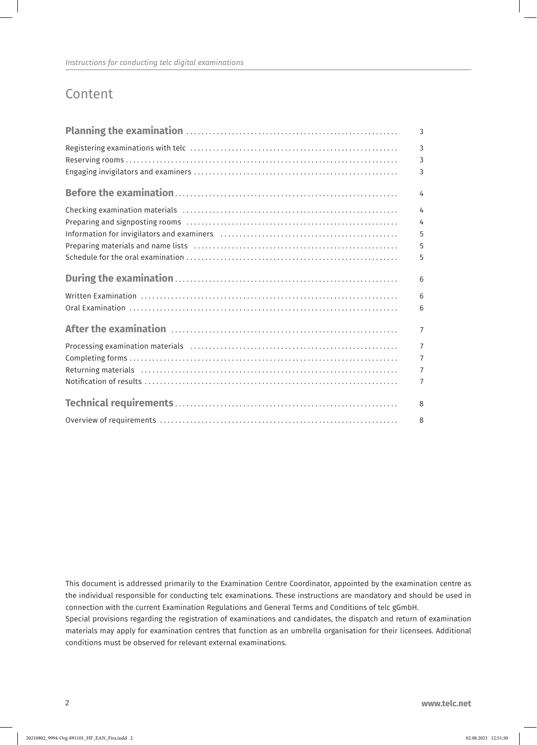# Content

| | |
|---|---|
| **Planning the examination** | 3 |
| Registering examinations with telc | 3 |
| Reserving rooms | 3 |
| Engaging invigilators and examiners | 3 |
| **Before the examination** | 4 |
| Checking examination materials | 4 |
| Preparing and signposting rooms | 4 |
| Information for invigilators and examiners | 5 |
| Preparing materials and name lists | 5 |
| Schedule for the oral examination | 5 |
| **During the examination** | 6 |
| Written Examination | 6 |
| Oral Examination | 6 |
| **After the examination** | 7 |
| Processing examination materials | 7 |
| Completing forms | 7 |
| Returning materials | 7 |
| Notification of results | 7 |
| **Technical requirements** | 8 |
| Overview of requirements | 8 |

This document is addressed primarily to the Examination Centre Coordinator, appointed by the examination centre as the individual responsible for conducting telc examinations. These instructions are mandatory and should be used in connection with the current Examination Regulations and General Terms and Conditions of telc gGmbH.

Special provisions regarding the registration of examinations and candidates, the dispatch and return of examination materials may apply for examination centres that function as an umbrella organisation for their licensees. Additional conditions must be observed for relevant external examinations.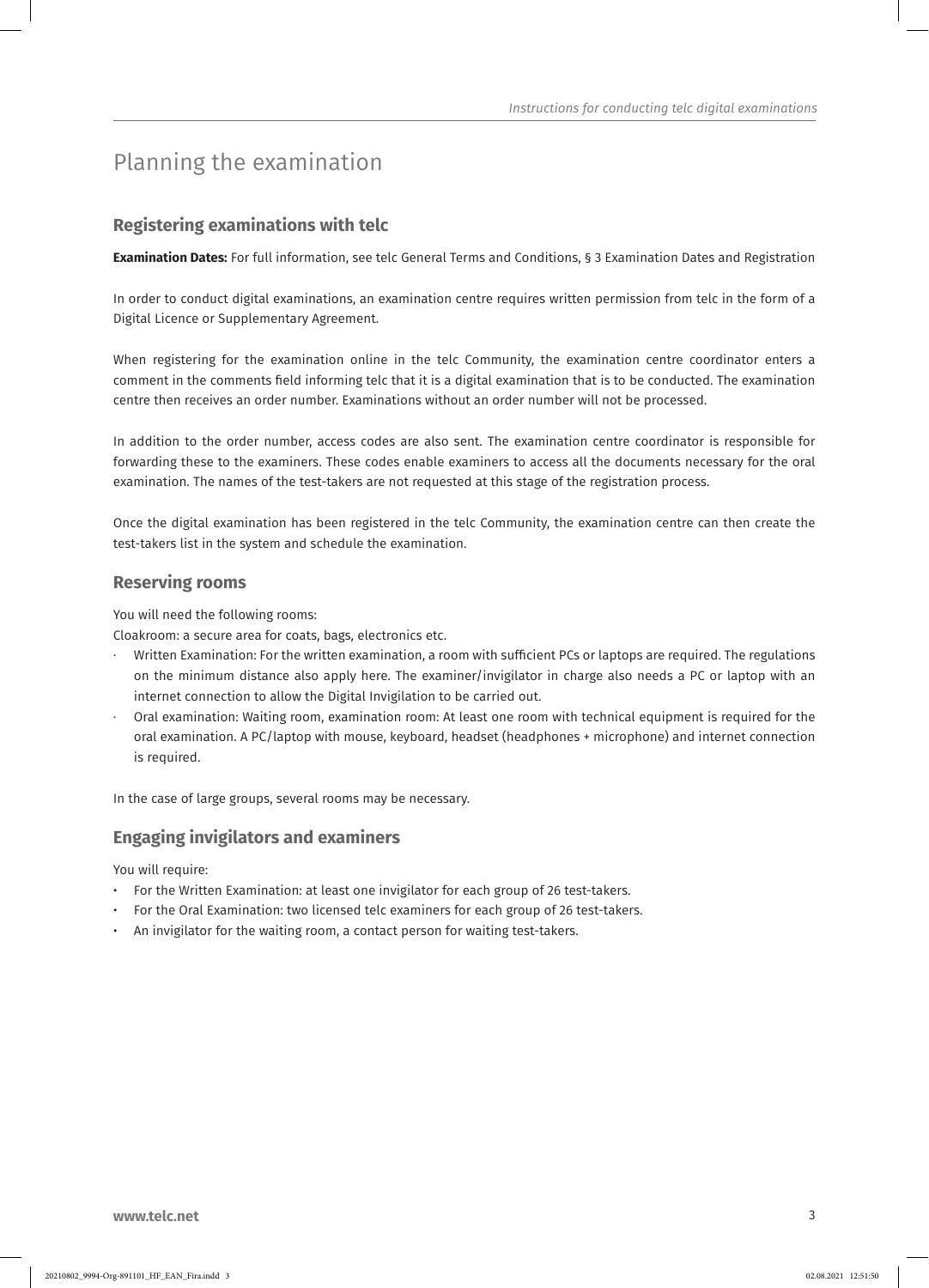# Planning the examination

## Registering examinations with telc

**Examination Dates:** For full information, see telc General Terms and Conditions, § 3 Examination Dates and Registration

In order to conduct digital examinations, an examination centre requires written permission from telc in the form of a Digital Licence or Supplementary Agreement.

When registering for the examination online in the telc Community, the examination centre coordinator enters a comment in the comments field informing telc that it is a digital examination that is to be conducted. The examination centre then receives an order number. Examinations without an order number will not be processed.

In addition to the order number, access codes are also sent. The examination centre coordinator is responsible for forwarding these to the examiners. These codes enable examiners to access all the documents necessary for the oral examination. The names of the test-takers are not requested at this stage of the registration process.

Once the digital examination has been registered in the telc Community, the examination centre can then create the test-takers list in the system and schedule the examination.

## Reserving rooms

You will need the following rooms:
Cloakroom: a secure area for coats, bags, electronics etc.

- Written Examination: For the written examination, a room with sufficient PCs or laptops are required. The regulations on the minimum distance also apply here. The examiner/invigilator in charge also needs a PC or laptop with an internet connection to allow the Digital Invigilation to be carried out.
- Oral examination: Waiting room, examination room: At least one room with technical equipment is required for the oral examination. A PC/laptop with mouse, keyboard, headset (headphones + microphone) and internet connection is required.

In the case of large groups, several rooms may be necessary.

## Engaging invigilators and examiners

You will require:

- For the Written Examination: at least one invigilator for each group of 26 test-takers.
- For the Oral Examination: two licensed telc examiners for each group of 26 test-takers.
- An invigilator for the waiting room, a contact person for waiting test-takers.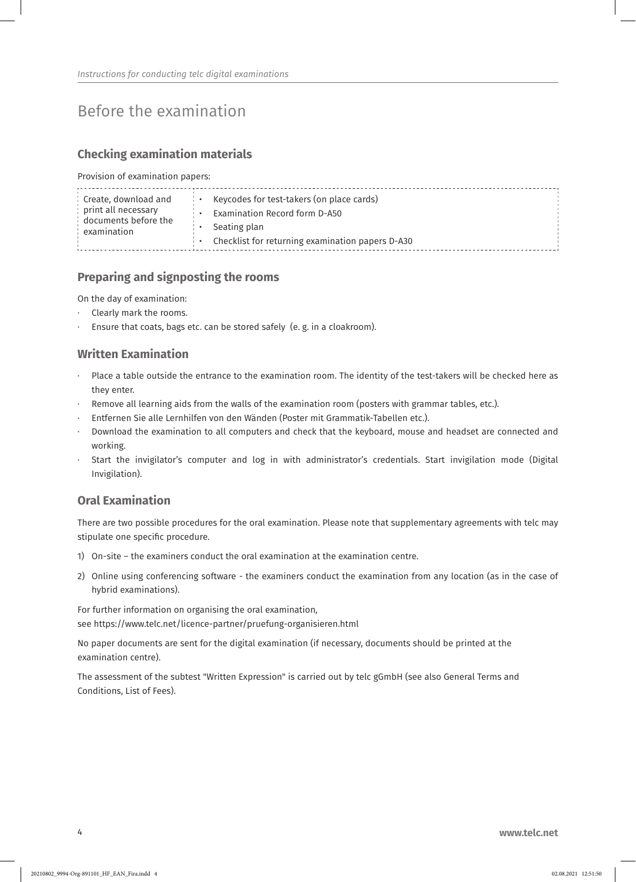# Before the examination

## Checking examination materials

Provision of examination papers:

| Create, download and print all necessary documents before the examination | • Keycodes for test-takers (on place cards)<br>• Examination Record form D-A50<br>• Seating plan<br>• Checklist for returning examination papers D-A30 |
|---|---|

## Preparing and signposting the rooms

On the day of examination:

- Clearly mark the rooms.
- Ensure that coats, bags etc. can be stored safely (e. g. in a cloakroom).

## Written Examination

- Place a table outside the entrance to the examination room. The identity of the test-takers will be checked here as they enter.
- Remove all learning aids from the walls of the examination room (posters with grammar tables, etc.).
- Entfernen Sie alle Lernhilfen von den Wänden (Poster mit Grammatik-Tabellen etc.).
- Download the examination to all computers and check that the keyboard, mouse and headset are connected and working.
- Start the invigilator's computer and log in with administrator's credentials. Start invigilation mode (Digital Invigilation).

## Oral Examination

There are two possible procedures for the oral examination. Please note that supplementary agreements with telc may stipulate one specific procedure.

1) On-site – the examiners conduct the oral examination at the examination centre.

2) Online using conferencing software - the examiners conduct the examination from any location (as in the case of hybrid examinations).

For further information on organising the oral examination,
see https://www.telc.net/licence-partner/pruefung-organisieren.html

No paper documents are sent for the digital examination (if necessary, documents should be printed at the examination centre).

The assessment of the subtest "Written Expression" is carried out by telc gGmbH (see also General Terms and Conditions, List of Fees).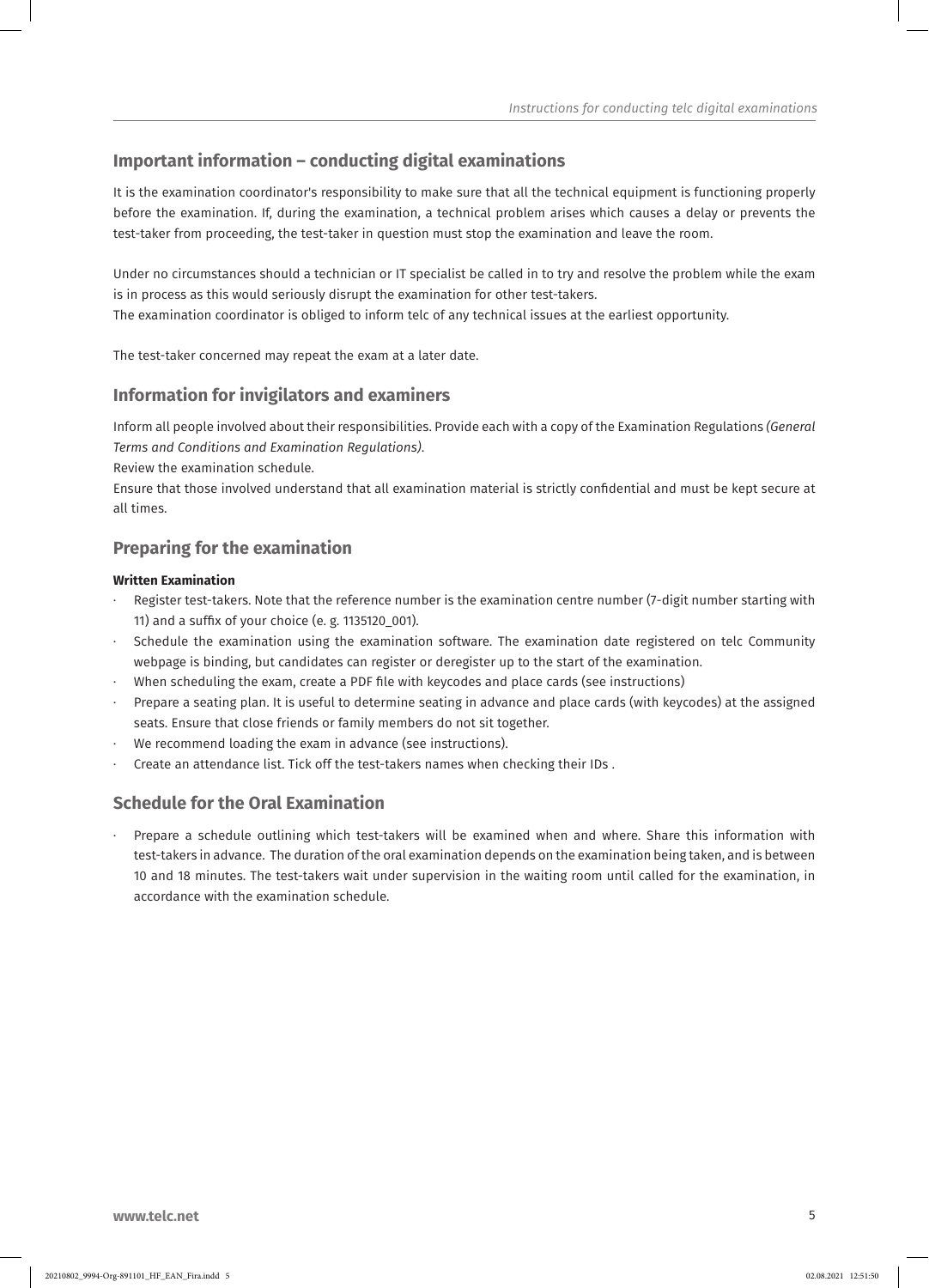## Important information – conducting digital examinations

It is the examination coordinator's responsibility to make sure that all the technical equipment is functioning properly before the examination. If, during the examination, a technical problem arises which causes a delay or prevents the test-taker from proceeding, the test-taker in question must stop the examination and leave the room.

Under no circumstances should a technician or IT specialist be called in to try and resolve the problem while the exam is in process as this would seriously disrupt the examination for other test-takers.
The examination coordinator is obliged to inform telc of any technical issues at the earliest opportunity.

The test-taker concerned may repeat the exam at a later date.

## Information for invigilators and examiners

Inform all people involved about their responsibilities. Provide each with a copy of the Examination Regulations *(General Terms and Conditions and Examination Regulations)*.
Review the examination schedule.
Ensure that those involved understand that all examination material is strictly confidential and must be kept secure at all times.

## Preparing for the examination

**Written Examination**

- Register test-takers. Note that the reference number is the examination centre number (7-digit number starting with 11) and a suffix of your choice (e. g. 1135120_001).
- Schedule the examination using the examination software. The examination date registered on telc Community webpage is binding, but candidates can register or deregister up to the start of the examination.
- When scheduling the exam, create a PDF file with keycodes and place cards (see instructions)
- Prepare a seating plan. It is useful to determine seating in advance and place cards (with keycodes) at the assigned seats. Ensure that close friends or family members do not sit together.
- We recommend loading the exam in advance (see instructions).
- Create an attendance list. Tick off the test-takers names when checking their IDs .

## Schedule for the Oral Examination

- Prepare a schedule outlining which test-takers will be examined when and where. Share this information with test-takers in advance. The duration of the oral examination depends on the examination being taken, and is between 10 and 18 minutes. The test-takers wait under supervision in the waiting room until called for the examination, in accordance with the examination schedule.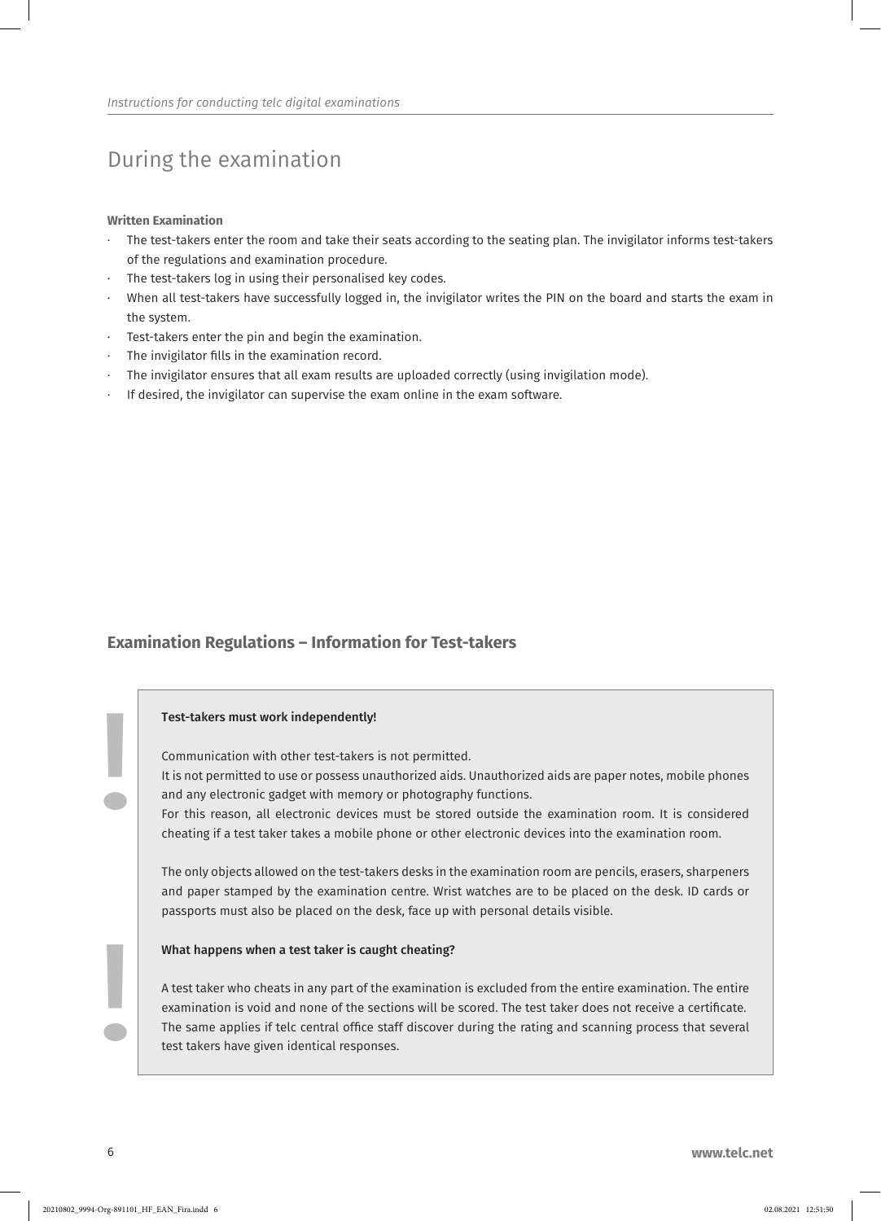# During the examination

**Written Examination**

- The test-takers enter the room and take their seats according to the seating plan. The invigilator informs test-takers of the regulations and examination procedure.
- The test-takers log in using their personalised key codes.
- When all test-takers have successfully logged in, the invigilator writes the PIN on the board and starts the exam in the system.
- Test-takers enter the pin and begin the examination.
- The invigilator fills in the examination record.
- The invigilator ensures that all exam results are uploaded correctly (using invigilation mode).
- If desired, the invigilator can supervise the exam online in the exam software.

## Examination Regulations – Information for Test-takers

**Test-takers must work independently!**

Communication with other test-takers is not permitted.
It is not permitted to use or possess unauthorized aids. Unauthorized aids are paper notes, mobile phones and any electronic gadget with memory or photography functions.
For this reason, all electronic devices must be stored outside the examination room. It is considered cheating if a test taker takes a mobile phone or other electronic devices into the examination room.

The only objects allowed on the test-takers desks in the examination room are pencils, erasers, sharpeners and paper stamped by the examination centre. Wrist watches are to be placed on the desk. ID cards or passports must also be placed on the desk, face up with personal details visible.

**What happens when a test taker is caught cheating?**

A test taker who cheats in any part of the examination is excluded from the entire examination. The entire examination is void and none of the sections will be scored. The test taker does not receive a certificate. The same applies if telc central office staff discover during the rating and scanning process that several test takers have given identical responses.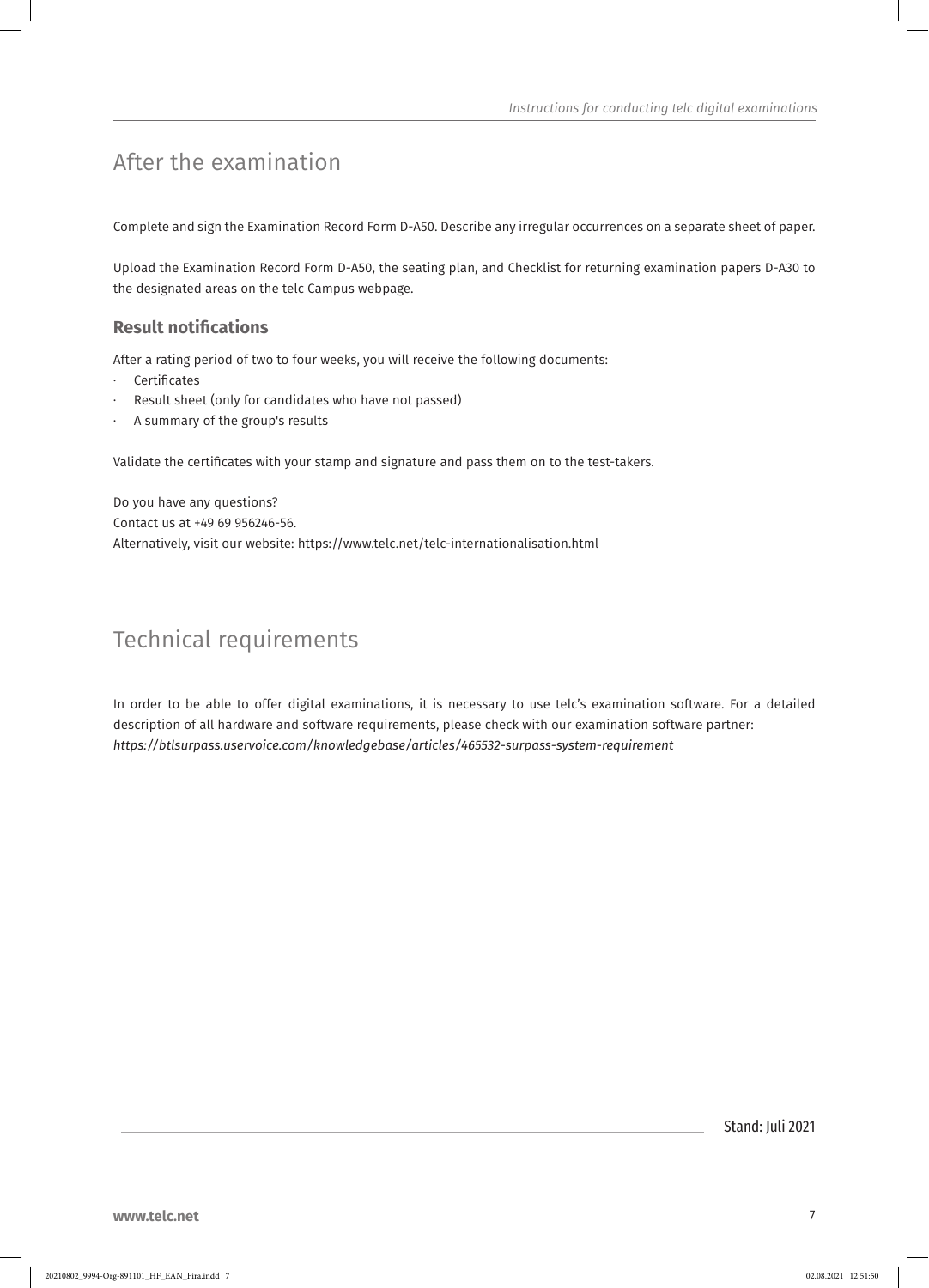# After the examination

Complete and sign the Examination Record Form D-A50. Describe any irregular occurrences on a separate sheet of paper.

Upload the Examination Record Form D-A50, the seating plan, and Checklist for returning examination papers D-A30 to the designated areas on the telc Campus webpage.

### Result notifications

After a rating period of two to four weeks, you will receive the following documents:

- Certificates
- Result sheet (only for candidates who have not passed)
- A summary of the group's results

Validate the certificates with your stamp and signature and pass them on to the test-takers.

Do you have any questions?
Contact us at +49 69 956246-56.
Alternatively, visit our website: https://www.telc.net/telc-internationalisation.html

# Technical requirements

In order to be able to offer digital examinations, it is necessary to use telc's examination software. For a detailed description of all hardware and software requirements, please check with our examination software partner:
*https://btlsurpass.uservoice.com/knowledgebase/articles/465532-surpass-system-requirement*

Stand: Juli 2021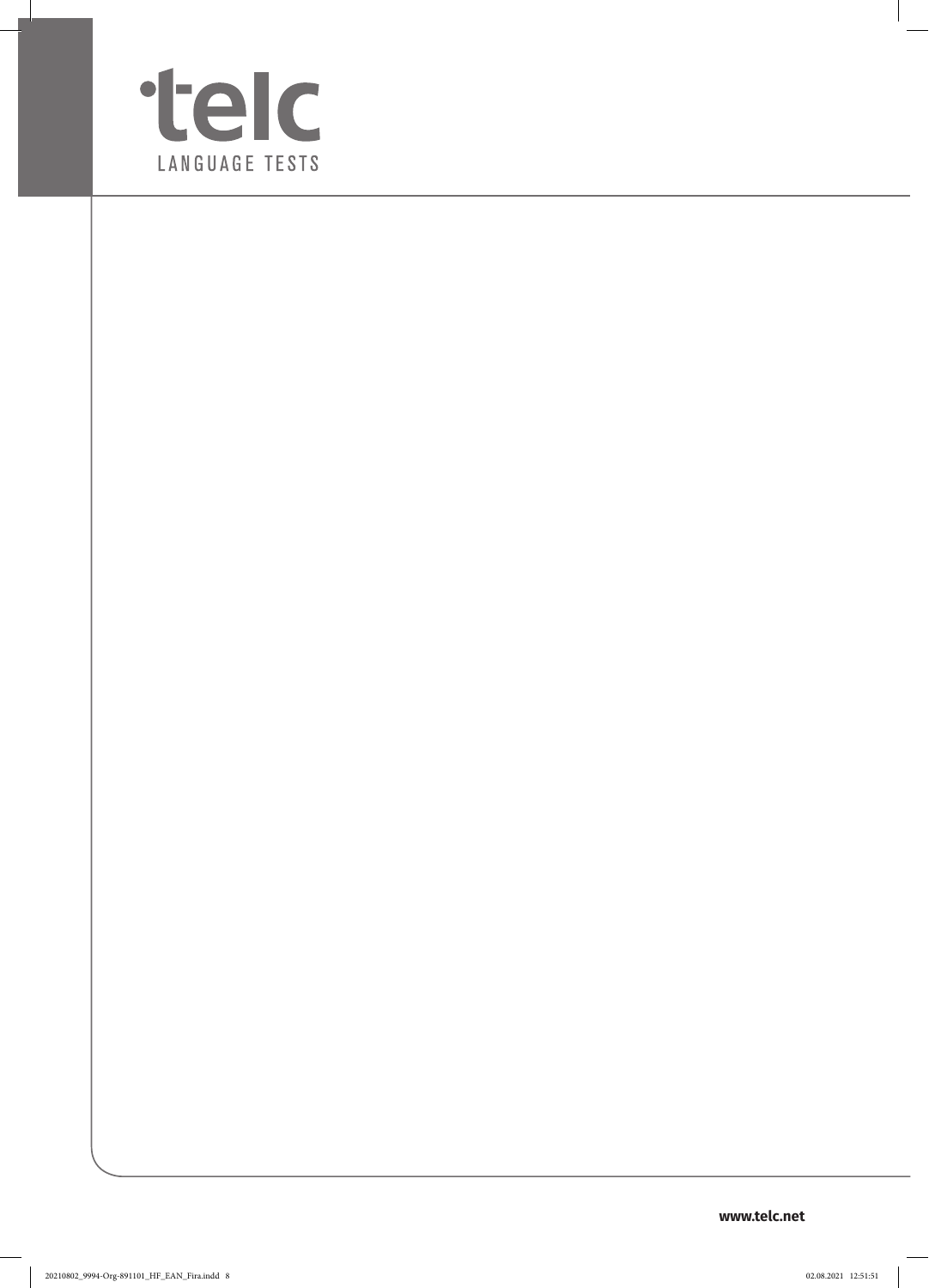telc

LANGUAGE TESTS

**www.telc.net**